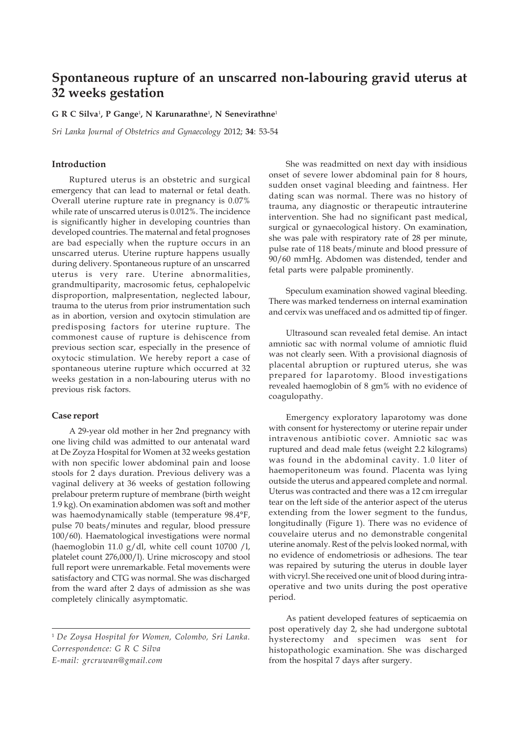# Spontaneous rupture of an unscarred non-labouring gravid uterus at 32 weeks gestation

**G R C Silva**[1], **P Gange**[1], **N Karunarathne**[1], **N Senevirathne**[1]

*Sri Lanka Journal of Obstetrics and Gynaecology* 2012; **34**: 53-54

## Introduction

Ruptured uterus is an obstetric and surgical emergency that can lead to maternal or fetal death. Overall uterine rupture rate in pregnancy is 0.07% while rate of unscarred uterus is 0.012%. The incidence is significantly higher in developing countries than developed countries. The maternal and fetal prognoses are bad especially when the rupture occurs in an unscarred uterus. Uterine rupture happens usually during delivery. Spontaneous rupture of an unscarred uterus is very rare. Uterine abnormalities, grandmultiparity, macrosomic fetus, cephalopelvic disproportion, malpresentation, neglected labour, trauma to the uterus from prior instrumentation such as in abortion, version and oxytocin stimulation are predisposing factors for uterine rupture. The commonest cause of rupture is dehiscence from previous section scar, especially in the presence of oxytocic stimulation. We hereby report a case of spontaneous uterine rupture which occurred at 32 weeks gestation in a non-labouring uterus with no previous risk factors.

## Case report

A 29-year old mother in her 2nd pregnancy with one living child was admitted to our antenatal ward at De Zoyza Hospital for Women at 32 weeks gestation with non specific lower abdominal pain and loose stools for 2 days duration. Previous delivery was a vaginal delivery at 36 weeks of gestation following prelabour preterm rupture of membrane (birth weight 1.9 kg). On examination abdomen was soft and mother was haemodynamically stable (temperature 98.4°F, pulse 70 beats/minutes and regular, blood pressure 100/60). Haematological investigations were normal (haemoglobin 11.0 g/dl, white cell count 10700 /l, platelet count 276,000/l). Urine microscopy and stool full report were unremarkable. Fetal movements were satisfactory and CTG was normal. She was discharged from the ward after 2 days of admission as she was completely clinically asymptomatic.

She was readmitted on next day with insidious onset of severe lower abdominal pain for 8 hours, sudden onset vaginal bleeding and faintness. Her dating scan was normal. There was no history of trauma, any diagnostic or therapeutic intrauterine intervention. She had no significant past medical, surgical or gynaecological history. On examination, she was pale with respiratory rate of 28 per minute, pulse rate of 118 beats/minute and blood pressure of 90/60 mmHg. Abdomen was distended, tender and fetal parts were palpable prominently.

Speculum examination showed vaginal bleeding. There was marked tenderness on internal examination and cervix was uneffaced and os admitted tip of finger.

Ultrasound scan revealed fetal demise. An intact amniotic sac with normal volume of amniotic fluid was not clearly seen. With a provisional diagnosis of placental abruption or ruptured uterus, she was prepared for laparotomy. Blood investigations revealed haemoglobin of 8 gm% with no evidence of coagulopathy.

Emergency exploratory laparotomy was done with consent for hysterectomy or uterine repair under intravenous antibiotic cover. Amniotic sac was ruptured and dead male fetus (weight 2.2 kilograms) was found in the abdominal cavity. 1.0 liter of haemoperitoneum was found. Placenta was lying outside the uterus and appeared complete and normal. Uterus was contracted and there was a 12 cm irregular tear on the left side of the anterior aspect of the uterus extending from the lower segment to the fundus, longitudinally (Figure 1). There was no evidence of couvelaire uterus and no demonstrable congenital uterine anomaly. Rest of the pelvis looked normal, with no evidence of endometriosis or adhesions. The tear was repaired by suturing the uterus in double layer with vicryl. She received one unit of blood during intra-operative and two units during the post operative period.

As patient developed features of septicaemia on post operatively day 2, she had undergone subtotal hysterectomy and specimen was sent for histopathologic examination. She was discharged from the hospital 7 days after surgery.

---

[1] *De Zoysa Hospital for Women, Colombo, Sri Lanka.*
*Correspondence: G R C Silva*
*E-mail: grcruwan@gmail.com*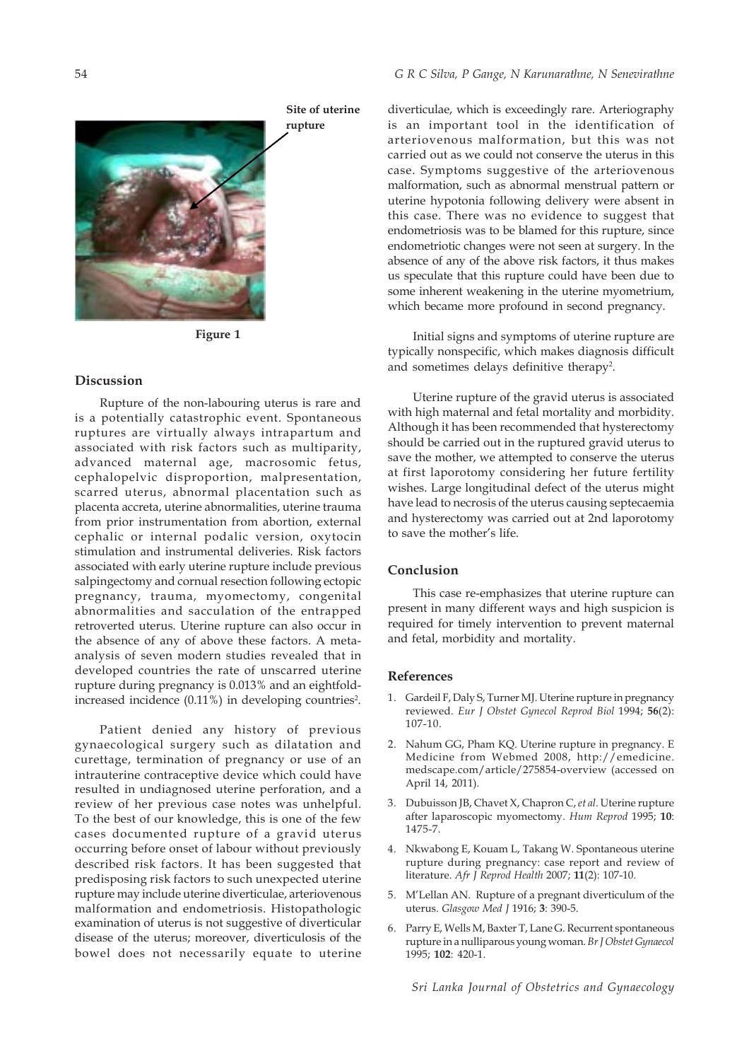Site of uterine rupture

Figure 1

## Discussion

Rupture of the non-labouring uterus is rare and is a potentially catastrophic event. Spontaneous ruptures are virtually always intrapartum and associated with risk factors such as multiparity, advanced maternal age, macrosomic fetus, cephalopelvic disproportion, malpresentation, scarred uterus, abnormal placentation such as placenta accreta, uterine abnormalities, uterine trauma from prior instrumentation from abortion, external cephalic or internal podalic version, oxytocin stimulation and instrumental deliveries. Risk factors associated with early uterine rupture include previous salpingectomy and cornual resection following ectopic pregnancy, trauma, myomectomy, congenital abnormalities and sacculation of the entrapped retroverted uterus. Uterine rupture can also occur in the absence of any of above these factors. A meta-analysis of seven modern studies revealed that in developed countries the rate of unscarred uterine rupture during pregnancy is 0.013% and an eightfold-increased incidence (0.11%) in developing countries[2].

Patient denied any history of previous gynaecological surgery such as dilatation and curettage, termination of pregnancy or use of an intrauterine contraceptive device which could have resulted in undiagnosed uterine perforation, and a review of her previous case notes was unhelpful. To the best of our knowledge, this is one of the few cases documented rupture of a gravid uterus occurring before onset of labour without previously described risk factors. It has been suggested that predisposing risk factors to such unexpected uterine rupture may include uterine diverticulae, arteriovenous malformation and endometriosis. Histopathologic examination of uterus is not suggestive of diverticular disease of the uterus; moreover, diverticulosis of the bowel does not necessarily equate to uterine diverticulae, which is exceedingly rare. Arteriography is an important tool in the identification of arteriovenous malformation, but this was not carried out as we could not conserve the uterus in this case. Symptoms suggestive of the arteriovenous malformation, such as abnormal menstrual pattern or uterine hypotonia following delivery were absent in this case. There was no evidence to suggest that endometriosis was to be blamed for this rupture, since endometriotic changes were not seen at surgery. In the absence of any of the above risk factors, it thus makes us speculate that this rupture could have been due to some inherent weakening in the uterine myometrium, which became more profound in second pregnancy.

Initial signs and symptoms of uterine rupture are typically nonspecific, which makes diagnosis difficult and sometimes delays definitive therapy[2].

Uterine rupture of the gravid uterus is associated with high maternal and fetal mortality and morbidity. Although it has been recommended that hysterectomy should be carried out in the ruptured gravid uterus to save the mother, we attempted to conserve the uterus at first laporotomy considering her future fertility wishes. Large longitudinal defect of the uterus might have lead to necrosis of the uterus causing septecaemia and hysterectomy was carried out at 2nd laporotomy to save the mother's life.

## Conclusion

This case re-emphasizes that uterine rupture can present in many different ways and high suspicion is required for timely intervention to prevent maternal and fetal, morbidity and mortality.

## References

1. Gardeil F, Daly S, Turner MJ. Uterine rupture in pregnancy reviewed. *Eur J Obstet Gynecol Reprod Biol* 1994; **56**(2): 107-10.
2. Nahum GG, Pham KQ. Uterine rupture in pregnancy. E Medicine from Webmed 2008, http://emedicine.medscape.com/article/275854-overview (accessed on April 14, 2011).
3. Dubuisson JB, Chavet X, Chapron C, *et al*. Uterine rupture after laparoscopic myomectomy. *Hum Reprod* 1995; **10**: 1475-7.
4. Nkwabong E, Kouam L, Takang W. Spontaneous uterine rupture during pregnancy: case report and review of literature. *Afr J Reprod Health* 2007; **11**(2): 107-10.
5. M'Lellan AN. Rupture of a pregnant diverticulum of the uterus. *Glasgow Med J* 1916; **3**: 390-5.
6. Parry E, Wells M, Baxter T, Lane G. Recurrent spontaneous rupture in a nulliparous young woman. *Br J Obstet Gynaecol* 1995; **102**: 420-1.